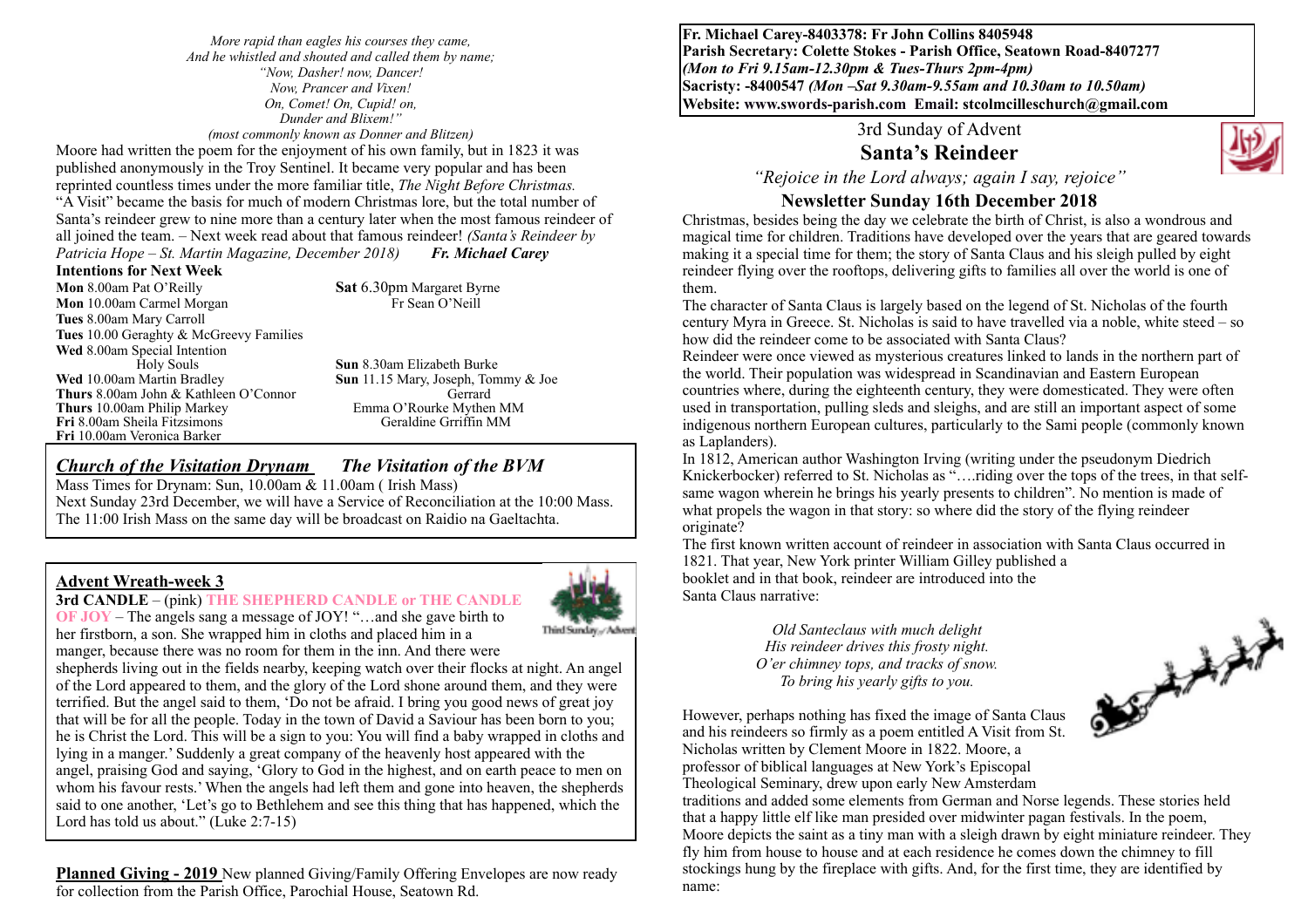*More rapid than eagles his courses they came,*
*And he whistled and shouted and called them by name;*
*"Now, Dasher! now, Dancer!*
*Now, Prancer and Vixen!*
*On, Comet! On, Cupid! on,*
*Dunder and Blixem!"*
*(most commonly known as Donner and Blitzen)*

Moore had written the poem for the enjoyment of his own family, but in 1823 it was published anonymously in the Troy Sentinel. It became very popular and has been reprinted countless times under the more familiar title, *The Night Before Christmas.* "A Visit" became the basis for much of modern Christmas lore, but the total number of Santa's reindeer grew to nine more than a century later when the most famous reindeer of all joined the team. – Next week read about that famous reindeer! *(Santa's Reindeer by Patricia Hope – St. Martin Magazine, December 2018)* ***Fr. Michael Carey***

**Intentions for Next Week**

**Mon** 8.00am Pat O'Reilly
**Mon** 10.00am Carmel Morgan
**Tues** 8.00am Mary Carroll
**Tues** 10.00 Geraghty & McGreevy Families
**Wed** 8.00am Special Intention
Holy Souls
**Wed** 10.00am Martin Bradley
**Thurs** 8.00am John & Kathleen O'Connor
**Thurs** 10.00am Philip Markey
**Fri** 8.00am Sheila Fitzsimons
**Fri** 10.00am Veronica Barker

**Sat** 6.30pm Margaret Byrne
Fr Sean O'Neill

**Sun** 8.30am Elizabeth Burke
**Sun** 11.15 Mary, Joseph, Tommy & Joe
Gerrard
Emma O'Rourke Mythen MM
Geraldine Grriffin MM

## *Church of the Visitation Drynam* *The Visitation of the BVM*

Mass Times for Drynam: Sun, 10.00am & 11.00am ( Irish Mass)
Next Sunday 23rd December, we will have a Service of Reconciliation at the 10:00 Mass. The 11:00 Irish Mass on the same day will be broadcast on Raidio na Gaeltachta.

## Advent Wreath-week 3

**3rd CANDLE** – (pink) **THE SHEPHERD CANDLE or THE CANDLE OF JOY** – The angels sang a message of JOY! "…and she gave birth to her firstborn, a son. She wrapped him in cloths and placed him in a manger, because there was no room for them in the inn. And there were shepherds living out in the fields nearby, keeping watch over their flocks at night. An angel of the Lord appeared to them, and the glory of the Lord shone around them, and they were terrified. But the angel said to them, 'Do not be afraid. I bring you good news of great joy that will be for all the people. Today in the town of David a Saviour has been born to you; he is Christ the Lord. This will be a sign to you: You will find a baby wrapped in cloths and lying in a manger.' Suddenly a great company of the heavenly host appeared with the angel, praising God and saying, 'Glory to God in the highest, and on earth peace to men on whom his favour rests.' When the angels had left them and gone into heaven, the shepherds said to one another, 'Let's go to Bethlehem and see this thing that has happened, which the Lord has told us about." (Luke 2:7-15)

**Planned Giving - 2019** New planned Giving/Family Offering Envelopes are now ready for collection from the Parish Office, Parochial House, Seatown Rd.

**Fr. Michael Carey-8403378: Fr John Collins 8405948**
**Parish Secretary: Colette Stokes - Parish Office, Seatown Road-8407277**
***(Mon to Fri 9.15am-12.30pm & Tues-Thurs 2pm-4pm)***
**Sacristy: -8400547** ***(Mon –Sat 9.30am-9.55am and 10.30am to 10.50am)***
**Website: www.swords-parish.com Email: stcolmcilleschurch@gmail.com**

3rd Sunday of Advent

# Santa's Reindeer

*"Rejoice in the Lord always; again I say, rejoice"*

## Newsletter Sunday 16th December 2018

Christmas, besides being the day we celebrate the birth of Christ, is also a wondrous and magical time for children. Traditions have developed over the years that are geared towards making it a special time for them; the story of Santa Claus and his sleigh pulled by eight reindeer flying over the rooftops, delivering gifts to families all over the world is one of them.

The character of Santa Claus is largely based on the legend of St. Nicholas of the fourth century Myra in Greece. St. Nicholas is said to have travelled via a noble, white steed – so how did the reindeer come to be associated with Santa Claus?

Reindeer were once viewed as mysterious creatures linked to lands in the northern part of the world. Their population was widespread in Scandinavian and Eastern European countries where, during the eighteenth century, they were domesticated. They were often used in transportation, pulling sleds and sleighs, and are still an important aspect of some indigenous northern European cultures, particularly to the Sami people (commonly known as Laplanders).

In 1812, American author Washington Irving (writing under the pseudonym Diedrich Knickerbocker) referred to St. Nicholas as "….riding over the tops of the trees, in that self-same wagon wherein he brings his yearly presents to children". No mention is made of what propels the wagon in that story: so where did the story of the flying reindeer originate?

The first known written account of reindeer in association with Santa Claus occurred in 1821. That year, New York printer William Gilley published a booklet and in that book, reindeer are introduced into the Santa Claus narrative:

*Old Santeclaus with much delight*
*His reindeer drives this frosty night.*
*O'er chimney tops, and tracks of snow.*
*To bring his yearly gifts to you.*

However, perhaps nothing has fixed the image of Santa Claus and his reindeers so firmly as a poem entitled A Visit from St. Nicholas written by Clement Moore in 1822. Moore, a professor of biblical languages at New York's Episcopal Theological Seminary, drew upon early New Amsterdam traditions and added some elements from German and Norse legends. These stories held that a happy little elf like man presided over midwinter pagan festivals. In the poem, Moore depicts the saint as a tiny man with a sleigh drawn by eight miniature reindeer. They fly him from house to house and at each residence he comes down the chimney to fill stockings hung by the fireplace with gifts. And, for the first time, they are identified by name: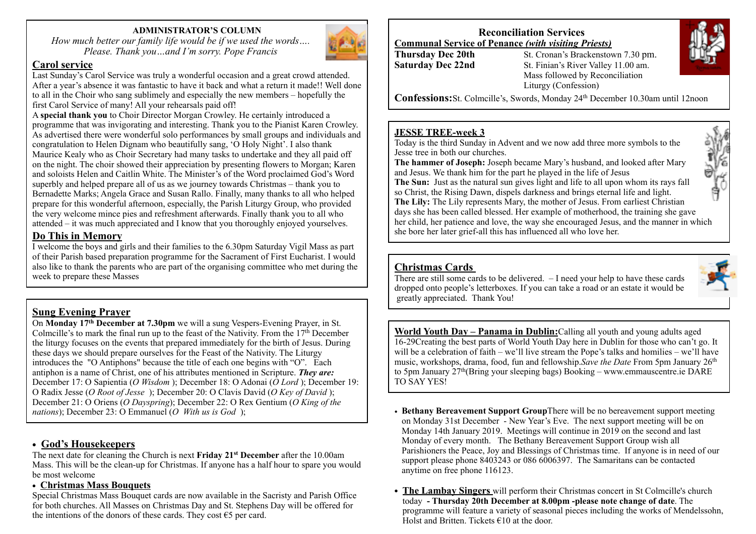## ADMINISTRATOR'S COLUMN

*How much better our family life would be if we used the words…. Please. Thank you…and I'm sorry. Pope Francis*

### Carol service

Last Sunday's Carol Service was truly a wonderful occasion and a great crowd attended. After a year's absence it was fantastic to have it back and what a return it made!! Well done to all in the Choir who sang sublimely and especially the new members – hopefully the first Carol Service of many! All your rehearsals paid off!

A **special thank you** to Choir Director Morgan Crowley. He certainly introduced a programme that was invigorating and interesting. Thank you to the Pianist Karen Crowley. As advertised there were wonderful solo performances by small groups and individuals and congratulation to Helen Dignam who beautifully sang, 'O Holy Night'. I also thank Maurice Kealy who as Choir Secretary had many tasks to undertake and they all paid off on the night. The choir showed their appreciation by presenting flowers to Morgan; Karen and soloists Helen and Caitlin White. The Minister's of the Word proclaimed God's Word superbly and helped prepare all of us as we journey towards Christmas – thank you to Bernadette Marks; Angela Grace and Susan Rallo. Finally, many thanks to all who helped prepare for this wonderful afternoon, especially, the Parish Liturgy Group, who provided the very welcome mince pies and refreshment afterwards. Finally thank you to all who attended – it was much appreciated and I know that you thoroughly enjoyed yourselves.

### Do This in Memory

I welcome the boys and girls and their families to the 6.30pm Saturday Vigil Mass as part of their Parish based preparation programme for the Sacrament of First Eucharist. I would also like to thank the parents who are part of the organising committee who met during the week to prepare these Masses

### Sung Evening Prayer

On **Monday 17th December at 7.30pm** we will a sung Vespers-Evening Prayer, in St. Colmcille's to mark the final run up to the feast of the Nativity. From the 17th December the liturgy focuses on the events that prepared immediately for the birth of Jesus. During these days we should prepare ourselves for the Feast of the Nativity. The Liturgy introduces the "O Antiphons" because the title of each one begins with "O". Each antiphon is a name of Christ, one of his attributes mentioned in Scripture. ***They are:*** December 17: O Sapientia (*O Wisdom* ); December 18: O Adonai (*O Lord* ); December 19: O Radix Jesse (*O Root of Jesse* ); December 20: O Clavis David (*O Key of David* ); December 21: O Oriens (*O Dayspring*); December 22: O Rex Gentium (*O King of the nations*); December 23: O Emmanuel (*O With us is God* );

- **God's Housekeepers**

The next date for cleaning the Church is next **Friday 21st December** after the 10.00am Mass. This will be the clean-up for Christmas. If anyone has a half hour to spare you would be most welcome

- **Christmas Mass Bouquets**

Special Christmas Mass Bouquet cards are now available in the Sacristy and Parish Office for both churches. All Masses on Christmas Day and St. Stephens Day will be offered for the intentions of the donors of these cards. They cost €5 per card.

## Reconciliation Services

**Communal Service of Penance *(with visiting Priests)***

| | |
|---|---|
| **Thursday Dec 20th** | St. Cronan's Brackenstown 7.30 pm. |
| **Saturday Dec 22nd** | St. Finian's River Valley 11.00 am. Mass followed by Reconciliation Liturgy (Confession) |

**Confessions:** St. Colmcille's, Swords, Monday 24th December 10.30am until 12noon

### JESSE TREE-week 3

Today is the third Sunday in Advent and we now add three more symbols to the Jesse tree in both our churches.

**The hammer of Joseph:** Joseph became Mary's husband, and looked after Mary and Jesus. We thank him for the part he played in the life of Jesus

**The Sun:** Just as the natural sun gives light and life to all upon whom its rays fall so Christ, the Rising Dawn, dispels darkness and brings eternal life and light.

**The Lily:** The Lily represents Mary, the mother of Jesus. From earliest Christian days she has been called blessed. Her example of motherhood, the training she gave her child, her patience and love, the way she encouraged Jesus, and the manner in which she bore her later grief-all this has influenced all who love her.

### Christmas Cards

There are still some cards to be delivered. – I need your help to have these cards dropped onto people's letterboxes. If you can take a road or an estate it would be greatly appreciated. Thank You!

**World Youth Day – Panama in Dublin:** Calling all youth and young adults aged 16-29Creating the best parts of World Youth Day here in Dublin for those who can't go. It will be a celebration of faith – we'll live stream the Pope's talks and homilies – we'll have music, workshops, drama, food, fun and fellowship.*Save the Date* From 5pm January 26th to 5pm January 27th(Bring your sleeping bags) Booking – www.emmauscentre.ie DARE TO SAY YES!

- **Bethany Bereavement Support Group** There will be no bereavement support meeting on Monday 31st December - New Year's Eve. The next support meeting will be on Monday 14th January 2019. Meetings will continue in 2019 on the second and last Monday of every month. The Bethany Bereavement Support Group wish all Parishioners the Peace, Joy and Blessings of Christmas time. If anyone is in need of our support please phone 8403243 or 086 6006397. The Samaritans can be contacted anytime on free phone 116123.

- **The Lambay Singers** will perform their Christmas concert in St Colmcille's church today **- Thursday 20th December at 8.00pm -please note change of date**. The programme will feature a variety of seasonal pieces including the works of Mendelssohn, Holst and Britten. Tickets €10 at the door.